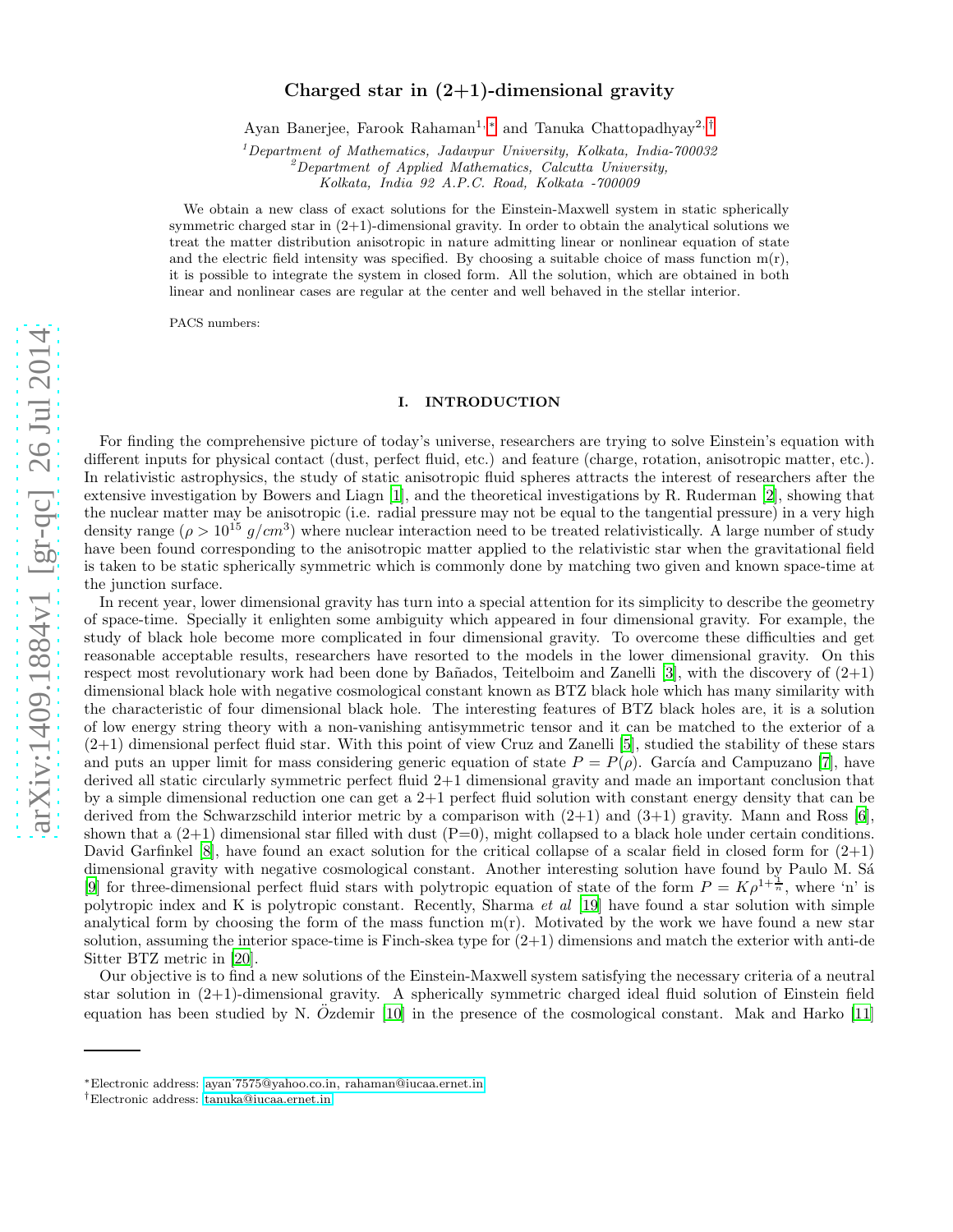# Charged star in (2+1)-dimensional gravity

Ayan Banerjee, Farook Rahaman[1,*] and Tanuka Chattopadhyay[2,†]

[1]*Department of Mathematics, Jadavpur University, Kolkata, India-700032*
[2]*Department of Applied Mathematics, Calcutta University, Kolkata, India 92 A.P.C. Road, Kolkata -700009*

We obtain a new class of exact solutions for the Einstein-Maxwell system in static spherically symmetric charged star in (2+1)-dimensional gravity. In order to obtain the analytical solutions we treat the matter distribution anisotropic in nature admitting linear or nonlinear equation of state and the electric field intensity was specified. By choosing a suitable choice of mass function m(r), it is possible to integrate the system in closed form. All the solution, which are obtained in both linear and nonlinear cases are regular at the center and well behaved in the stellar interior.

PACS numbers:

## I. INTRODUCTION

For finding the comprehensive picture of today's universe, researchers are trying to solve Einstein's equation with different inputs for physical contact (dust, perfect fluid, etc.) and feature (charge, rotation, anisotropic matter, etc.). In relativistic astrophysics, the study of static anisotropic fluid spheres attracts the interest of researchers after the extensive investigation by Bowers and Liagn [1], and the theoretical investigations by R. Ruderman [2], showing that the nuclear matter may be anisotropic (i.e. radial pressure may not be equal to the tangential pressure) in a very high density range ($\rho > 10^{15}\ g/cm^3$) where nuclear interaction need to be treated relativistically. A large number of study have been found corresponding to the anisotropic matter applied to the relativistic star when the gravitational field is taken to be static spherically symmetric which is commonly done by matching two given and known space-time at the junction surface.

In recent year, lower dimensional gravity has turn into a special attention for its simplicity to describe the geometry of space-time. Specially it enlighten some ambiguity which appeared in four dimensional gravity. For example, the study of black hole become more complicated in four dimensional gravity. To overcome these difficulties and get reasonable acceptable results, researchers have resorted to the models in the lower dimensional gravity. On this respect most revolutionary work had been done by Bañados, Teitelboim and Zanelli [3], with the discovery of (2+1) dimensional black hole with negative cosmological constant known as BTZ black hole which has many similarity with the characteristic of four dimensional black hole. The interesting features of BTZ black holes are, it is a solution of low energy string theory with a non-vanishing antisymmetric tensor and it can be matched to the exterior of a (2+1) dimensional perfect fluid star. With this point of view Cruz and Zanelli [5], studied the stability of these stars and puts an upper limit for mass considering generic equation of state $P = P(\rho)$. García and Campuzano [7], have derived all static circularly symmetric perfect fluid 2+1 dimensional gravity and made an important conclusion that by a simple dimensional reduction one can get a 2+1 perfect fluid solution with constant energy density that can be derived from the Schwarzschild interior metric by a comparison with (2+1) and (3+1) gravity. Mann and Ross [6], shown that a (2+1) dimensional star filled with dust (P=0), might collapsed to a black hole under certain conditions. David Garfinkel [8], have found an exact solution for the critical collapse of a scalar field in closed form for (2+1) dimensional gravity with negative cosmological constant. Another interesting solution have found by Paulo M. Sá [9] for three-dimensional perfect fluid stars with polytropic equation of state of the form $P = K\rho^{1+\frac{1}{n}}$, where 'n' is polytropic index and K is polytropic constant. Recently, Sharma *et al* [19] have found a star solution with simple analytical form by choosing the form of the mass function m(r). Motivated by the work we have found a new star solution, assuming the interior space-time is Finch-skea type for (2+1) dimensions and match the exterior with anti-de Sitter BTZ metric in [20].

Our objective is to find a new solutions of the Einstein-Maxwell system satisfying the necessary criteria of a neutral star solution in (2+1)-dimensional gravity. A spherically symmetric charged ideal fluid solution of Einstein field equation has been studied by N. Özdemir [10] in the presence of the cosmological constant. Mak and Harko [11]

---

*Electronic address: ayan_7575@yahoo.co.in, rahaman@iucaa.ernet.in
†Electronic address: tanuka@iucaa.ernet.in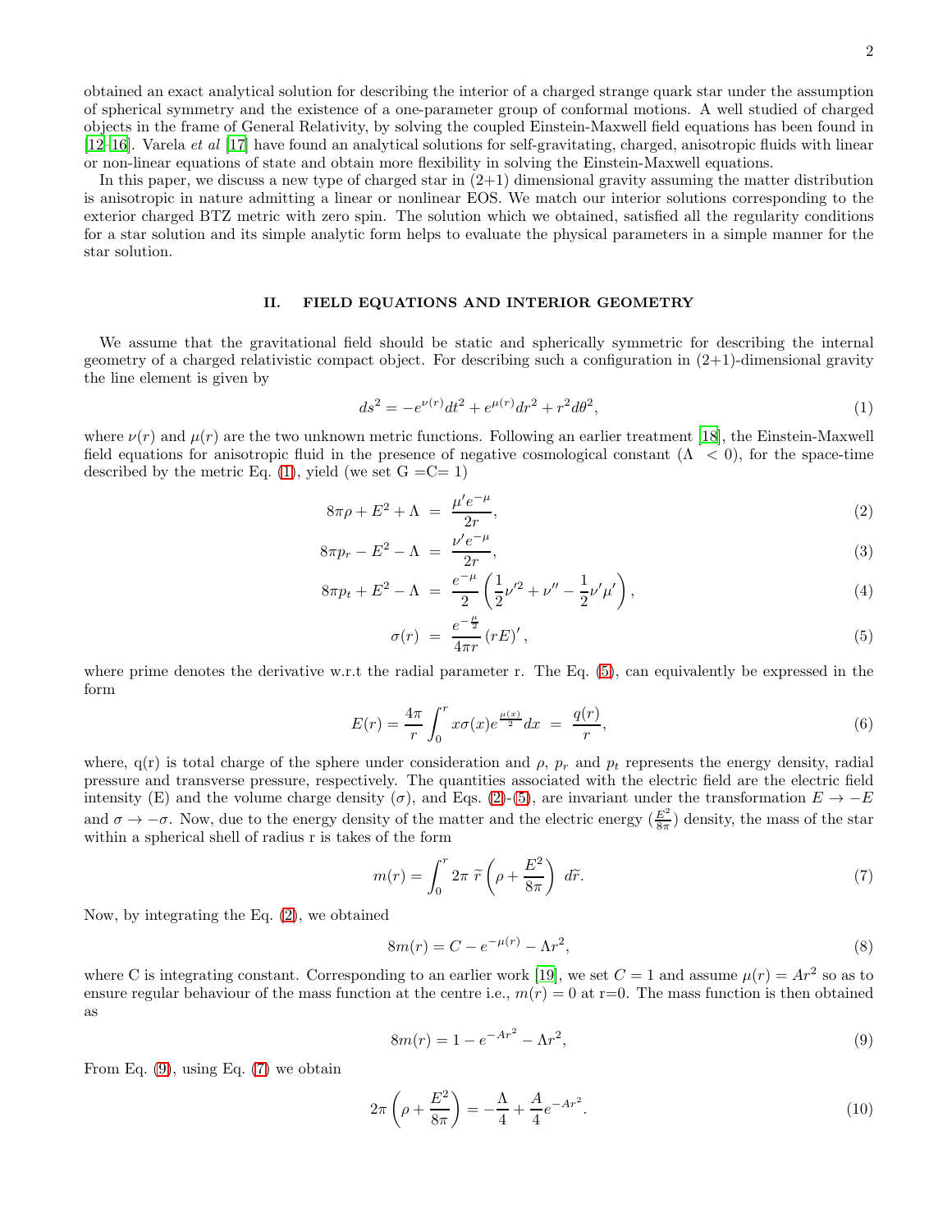obtained an exact analytical solution for describing the interior of a charged strange quark star under the assumption of spherical symmetry and the existence of a one-parameter group of conformal motions. A well studied of charged objects in the frame of General Relativity, by solving the coupled Einstein-Maxwell field equations has been found in [12–16]. Varela *et al* [17] have found an analytical solutions for self-gravitating, charged, anisotropic fluids with linear or non-linear equations of state and obtain more flexibility in solving the Einstein-Maxwell equations.

In this paper, we discuss a new type of charged star in (2+1) dimensional gravity assuming the matter distribution is anisotropic in nature admitting a linear or nonlinear EOS. We match our interior solutions corresponding to the exterior charged BTZ metric with zero spin. The solution which we obtained, satisfied all the regularity conditions for a star solution and its simple analytic form helps to evaluate the physical parameters in a simple manner for the star solution.

## II. FIELD EQUATIONS AND INTERIOR GEOMETRY

We assume that the gravitational field should be static and spherically symmetric for describing the internal geometry of a charged relativistic compact object. For describing such a configuration in (2+1)-dimensional gravity the line element is given by

$$ds^2 = -e^{\nu(r)}dt^2 + e^{\mu(r)}dr^2 + r^2 d\theta^2, \tag{1}$$

where $\nu(r)$ and $\mu(r)$ are the two unknown metric functions. Following an earlier treatment [18], the Einstein-Maxwell field equations for anisotropic fluid in the presence of negative cosmological constant ($\Lambda < 0$), for the space-time described by the metric Eq. (1), yield (we set G =C= 1)

$$8\pi\rho + E^2 + \Lambda = \frac{\mu' e^{-\mu}}{2r}, \tag{2}$$

$$8\pi p_r - E^2 - \Lambda = \frac{\nu' e^{-\mu}}{2r}, \tag{3}$$

$$8\pi p_t + E^2 - \Lambda = \frac{e^{-\mu}}{2}\left(\frac{1}{2}\nu'^2 + \nu'' - \frac{1}{2}\nu'\mu'\right), \tag{4}$$

$$\sigma(r) = \frac{e^{-\frac{\mu}{2}}}{4\pi r}\left(rE\right)', \tag{5}$$

where prime denotes the derivative w.r.t the radial parameter r. The Eq. (5), can equivalently be expressed in the form

$$E(r) = \frac{4\pi}{r}\int_0^r x\sigma(x)e^{\frac{\mu(x)}{2}}dx = \frac{q(r)}{r}, \tag{6}$$

where, q(r) is total charge of the sphere under consideration and $\rho$, $p_r$ and $p_t$ represents the energy density, radial pressure and transverse pressure, respectively. The quantities associated with the electric field are the electric field intensity (E) and the volume charge density ($\sigma$), and Eqs. (2)-(5), are invariant under the transformation $E \to -E$ and $\sigma \to -\sigma$. Now, due to the energy density of the matter and the electric energy ($\frac{E^2}{8\pi}$) density, the mass of the star within a spherical shell of radius r is takes of the form

$$m(r) = \int_0^r 2\pi\,\widetilde{r}\left(\rho + \frac{E^2}{8\pi}\right)\,d\widetilde{r}. \tag{7}$$

Now, by integrating the Eq. (2), we obtained

$$8m(r) = C - e^{-\mu(r)} - \Lambda r^2, \tag{8}$$

where C is integrating constant. Corresponding to an earlier work [19], we set $C = 1$ and assume $\mu(r) = Ar^2$ so as to ensure regular behaviour of the mass function at the centre i.e., $m(r) = 0$ at r=0. The mass function is then obtained as

$$8m(r) = 1 - e^{-Ar^2} - \Lambda r^2, \tag{9}$$

From Eq. (9), using Eq. (7) we obtain

$$2\pi\left(\rho + \frac{E^2}{8\pi}\right) = -\frac{\Lambda}{4} + \frac{A}{4}e^{-Ar^2}. \tag{10}$$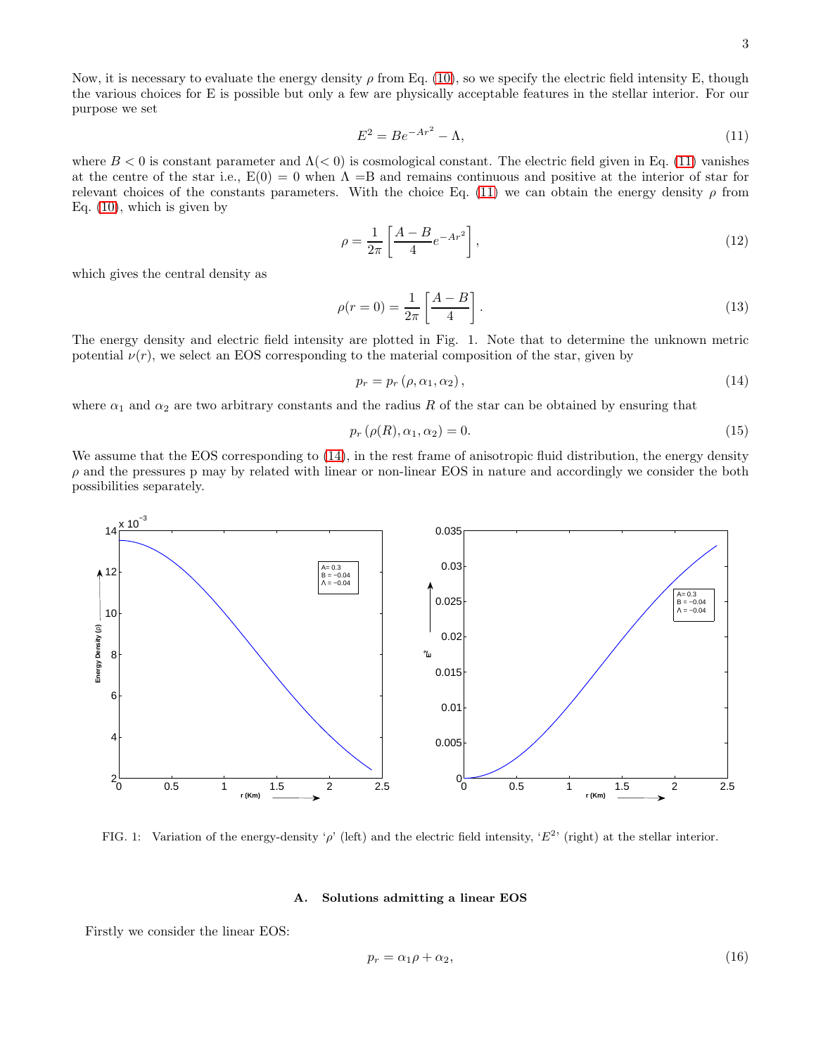Now, it is necessary to evaluate the energy density $\rho$ from Eq. (10), so we specify the electric field intensity E, though the various choices for E is possible but only a few are physically acceptable features in the stellar interior. For our purpose we set

$$E^2 = Be^{-Ar^2} - \Lambda, \tag{11}$$

where $B < 0$ is constant parameter and $\Lambda (< 0)$ is cosmological constant. The electric field given in Eq. (11) vanishes at the centre of the star i.e., $E(0) = 0$ when $\Lambda$ =B and remains continuous and positive at the interior of star for relevant choices of the constants parameters. With the choice Eq. (11) we can obtain the energy density $\rho$ from Eq. (10), which is given by

$$\rho = \frac{1}{2\pi}\left[\frac{A-B}{4}e^{-Ar^2}\right], \tag{12}$$

which gives the central density as

$$\rho(r=0) = \frac{1}{2\pi}\left[\frac{A-B}{4}\right]. \tag{13}$$

The energy density and electric field intensity are plotted in Fig. 1. Note that to determine the unknown metric potential $\nu(r)$, we select an EOS corresponding to the material composition of the star, given by

$$p_r = p_r\left(\rho, \alpha_1, \alpha_2\right), \tag{14}$$

where $\alpha_1$ and $\alpha_2$ are two arbitrary constants and the radius $R$ of the star can be obtained by ensuring that

$$p_r\left(\rho(R), \alpha_1, \alpha_2\right) = 0. \tag{15}$$

We assume that the EOS corresponding to (14), in the rest frame of anisotropic fluid distribution, the energy density $\rho$ and the pressures p may by related with linear or non-linear EOS in nature and accordingly we consider the both possibilities separately.

x 10^-3
Energy Density (ρ)
r (Km)
A= 0.3
B = −0.04
Λ = −0.04

E^2
r (Km)
A= 0.3
B = −0.04
Λ = −0.04

FIG. 1: Variation of the energy-density '$\rho$' (left) and the electric field intensity, '$E^2$' (right) at the stellar interior.

### A. Solutions admitting a linear EOS

Firstly we consider the linear EOS:

$$p_r = \alpha_1 \rho + \alpha_2, \tag{16}$$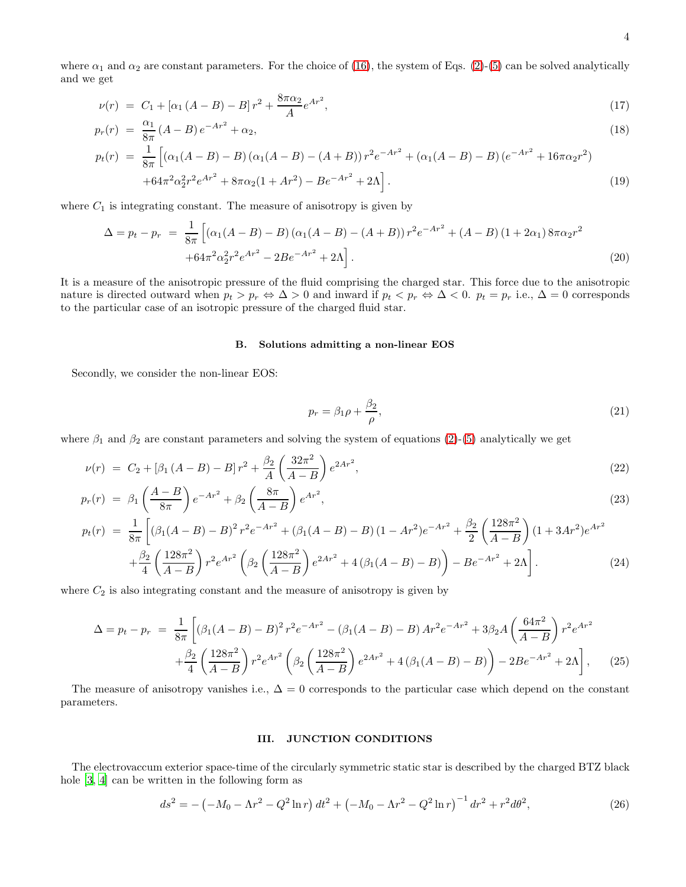where $\alpha_1$ and $\alpha_2$ are constant parameters. For the choice of (16), the system of Eqs. (2)-(5) can be solved analytically and we get

$$\nu(r) = C_1 + [\alpha_1 (A-B) - B] r^2 + \frac{8\pi\alpha_2}{A} e^{Ar^2}, \tag{17}$$

$$p_r(r) = \frac{\alpha_1}{8\pi} (A-B) e^{-Ar^2} + \alpha_2, \tag{18}$$

$$p_t(r) = \frac{1}{8\pi} \Big[ (\alpha_1(A-B) - B) (\alpha_1(A-B) - (A+B)) r^2 e^{-Ar^2} + (\alpha_1(A-B) - B) (e^{-Ar^2} + 16\pi\alpha_2 r^2) + 64\pi^2\alpha_2^2 r^2 e^{Ar^2} + 8\pi\alpha_2(1 + Ar^2) - Be^{-Ar^2} + 2\Lambda \Big]. \tag{19}$$

where $C_1$ is integrating constant. The measure of anisotropy is given by

$$\Delta = p_t - p_r = \frac{1}{8\pi} \Big[ (\alpha_1(A-B) - B) (\alpha_1(A-B) - (A+B)) r^2 e^{-Ar^2} + (A-B)(1 + 2\alpha_1) 8\pi\alpha_2 r^2 + 64\pi^2\alpha_2^2 r^2 e^{Ar^2} - 2Be^{-Ar^2} + 2\Lambda \Big]. \tag{20}$$

It is a measure of the anisotropic pressure of the fluid comprising the charged star. This force due to the anisotropic nature is directed outward when $p_t > p_r \Leftrightarrow \Delta > 0$ and inward if $p_t < p_r \Leftrightarrow \Delta < 0$. $p_t = p_r$ i.e., $\Delta = 0$ corresponds to the particular case of an isotropic pressure of the charged fluid star.

### B. Solutions admitting a non-linear EOS

Secondly, we consider the non-linear EOS:

$$p_r = \beta_1 \rho + \frac{\beta_2}{\rho}, \tag{21}$$

where $\beta_1$ and $\beta_2$ are constant parameters and solving the system of equations (2)-(5) analytically we get

$$\nu(r) = C_2 + [\beta_1 (A-B) - B] r^2 + \frac{\beta_2}{A} \left( \frac{32\pi^2}{A-B} \right) e^{2Ar^2}, \tag{22}$$

$$p_r(r) = \beta_1 \left( \frac{A-B}{8\pi} \right) e^{-Ar^2} + \beta_2 \left( \frac{8\pi}{A-B} \right) e^{Ar^2}, \tag{23}$$

$$p_t(r) = \frac{1}{8\pi} \Big[ (\beta_1(A-B) - B)^2 r^2 e^{-Ar^2} + (\beta_1(A-B) - B)(1 - Ar^2) e^{-Ar^2} + \frac{\beta_2}{2} \left( \frac{128\pi^2}{A-B} \right) (1 + 3Ar^2) e^{Ar^2} + \frac{\beta_2}{4} \left( \frac{128\pi^2}{A-B} \right) r^2 e^{Ar^2} \left( \beta_2 \left( \frac{128\pi^2}{A-B} \right) e^{2Ar^2} + 4(\beta_1(A-B) - B) \right) - Be^{-Ar^2} + 2\Lambda \Big]. \tag{24}$$

where $C_2$ is also integrating constant and the measure of anisotropy is given by

$$\Delta = p_t - p_r = \frac{1}{8\pi} \Big[ (\beta_1(A-B) - B)^2 r^2 e^{-Ar^2} - (\beta_1(A-B) - B) Ar^2 e^{-Ar^2} + 3\beta_2 A \left( \frac{64\pi^2}{A-B} \right) r^2 e^{Ar^2} + \frac{\beta_2}{4} \left( \frac{128\pi^2}{A-B} \right) r^2 e^{Ar^2} \left( \beta_2 \left( \frac{128\pi^2}{A-B} \right) e^{2Ar^2} + 4(\beta_1(A-B) - B) \right) - 2Be^{-Ar^2} + 2\Lambda \Big], \tag{25}$$

The measure of anisotropy vanishes i.e., $\Delta = 0$ corresponds to the particular case which depend on the constant parameters.

## III. JUNCTION CONDITIONS

The electrovacuum exterior space-time of the circularly symmetric static star is described by the charged BTZ black hole [3, 4] can be written in the following form as

$$ds^2 = -\left(-M_0 - \Lambda r^2 - Q^2 \ln r\right) dt^2 + \left(-M_0 - \Lambda r^2 - Q^2 \ln r\right)^{-1} dr^2 + r^2 d\theta^2, \tag{26}$$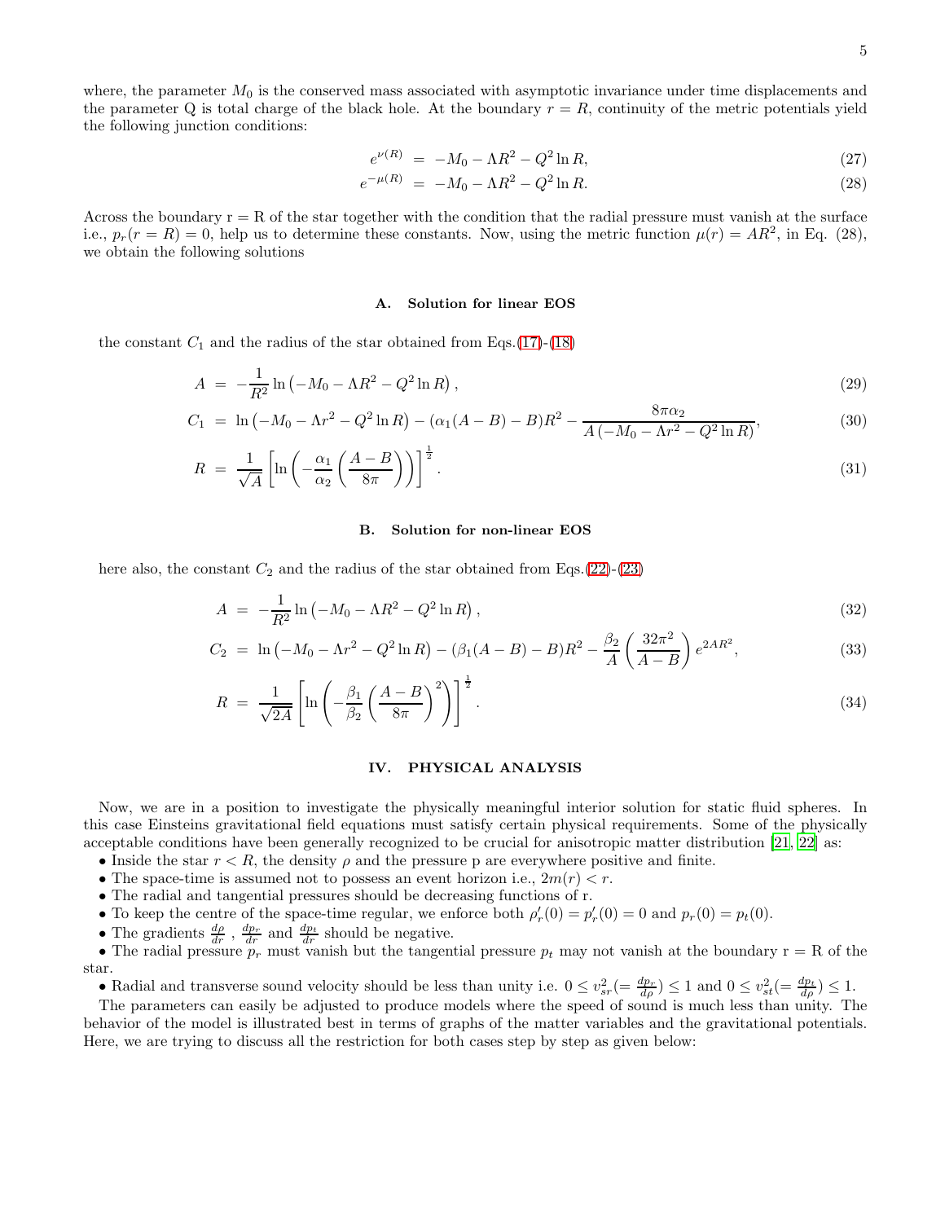where, the parameter $M_0$ is the conserved mass associated with asymptotic invariance under time displacements and the parameter Q is total charge of the black hole. At the boundary $r = R$, continuity of the metric potentials yield the following junction conditions:

$$e^{\nu(R)} = -M_0 - \Lambda R^2 - Q^2 \ln R, \tag{27}$$

$$e^{-\mu(R)} = -M_0 - \Lambda R^2 - Q^2 \ln R. \tag{28}$$

Across the boundary r = R of the star together with the condition that the radial pressure must vanish at the surface i.e., $p_r(r = R) = 0$, help us to determine these constants. Now, using the metric function $\mu(r) = AR^2$, in Eq. (28), we obtain the following solutions

### A. Solution for linear EOS

the constant $C_1$ and the radius of the star obtained from Eqs.(17)-(18)

$$A = -\frac{1}{R^2}\ln\left(-M_0 - \Lambda R^2 - Q^2 \ln R\right), \tag{29}$$

$$C_1 = \ln\left(-M_0 - \Lambda r^2 - Q^2 \ln R\right) - (\alpha_1(A-B) - B)R^2 - \frac{8\pi\alpha_2}{A\left(-M_0 - \Lambda r^2 - Q^2 \ln R\right)}, \tag{30}$$

$$R = \frac{1}{\sqrt{A}}\left[\ln\left(-\frac{\alpha_1}{\alpha_2}\left(\frac{A-B}{8\pi}\right)\right)\right]^{\frac{1}{2}}. \tag{31}$$

### B. Solution for non-linear EOS

here also, the constant $C_2$ and the radius of the star obtained from Eqs.(22)-(23)

$$A = -\frac{1}{R^2}\ln\left(-M_0 - \Lambda R^2 - Q^2 \ln R\right), \tag{32}$$

$$C_2 = \ln\left(-M_0 - \Lambda r^2 - Q^2 \ln R\right) - (\beta_1(A-B) - B)R^2 - \frac{\beta_2}{A}\left(\frac{32\pi^2}{A-B}\right)e^{2AR^2}, \tag{33}$$

$$R = \frac{1}{\sqrt{2A}}\left[\ln\left(-\frac{\beta_1}{\beta_2}\left(\frac{A-B}{8\pi}\right)^2\right)\right]^{\frac{1}{2}}. \tag{34}$$

## IV. PHYSICAL ANALYSIS

Now, we are in a position to investigate the physically meaningful interior solution for static fluid spheres. In this case Einsteins gravitational field equations must satisfy certain physical requirements. Some of the physically acceptable conditions have been generally recognized to be crucial for anisotropic matter distribution [21, 22] as:

- Inside the star $r < R$, the density $\rho$ and the pressure p are everywhere positive and finite.
- The space-time is assumed not to possess an event horizon i.e., $2m(r) < r$.
- The radial and tangential pressures should be decreasing functions of r.
- To keep the centre of the space-time regular, we enforce both $\rho_r'(0) = p_r'(0) = 0$ and $p_r(0) = p_t(0)$.
- The gradients $\frac{d\rho}{dr}$ , $\frac{dp_r}{dr}$ and $\frac{dp_t}{dr}$ should be negative.
- The radial pressure $p_r$ must vanish but the tangential pressure $p_t$ may not vanish at the boundary r = R of the star.
- Radial and transverse sound velocity should be less than unity i.e. $0 \leq v_{sr}^2 (= \frac{dp_r}{d\rho}) \leq 1$ and $0 \leq v_{st}^2 (= \frac{dp_t}{d\rho}) \leq 1$.

The parameters can easily be adjusted to produce models where the speed of sound is much less than unity. The behavior of the model is illustrated best in terms of graphs of the matter variables and the gravitational potentials. Here, we are trying to discuss all the restriction for both cases step by step as given below: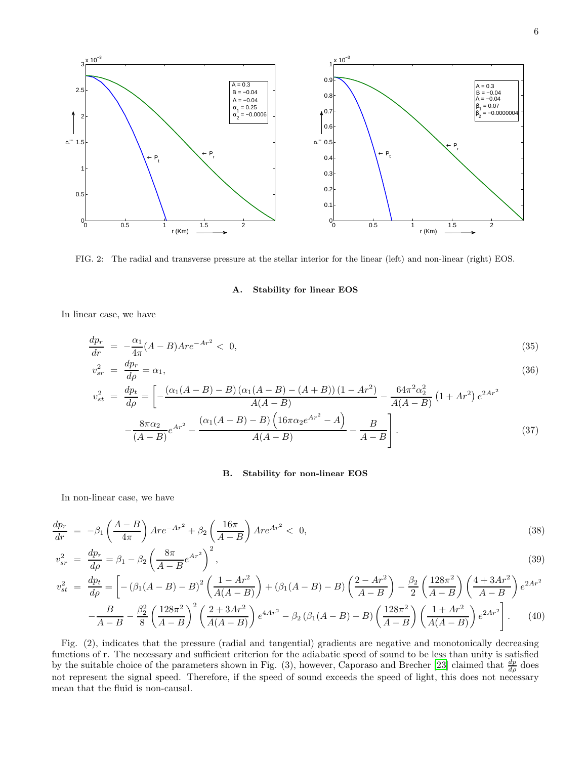x 10^-3

3

2.5

2

1.5

1

0.5

0

0 0.5 1 1.5 2

r (Km)

p

A = 0.3
B = −0.04
Λ = −0.04
α1 = 0.25
α2 = −0.0006

← Pt

← Pr

x 10^-3

1

0.9

0.8

0.7

0.6

0.5

0.4

0.3

0.2

0.1

0

0 0.5 1 1.5 2

r (Km)

p

A = 0.3
B = −0.04
Λ = −0.04
β1 = 0.07
β2 = −0.0000004

← Pt

← Pr

FIG. 2: The radial and transverse pressure at the stellar interior for the linear (left) and non-linear (right) EOS.

### A. Stability for linear EOS

In linear case, we have

$$\frac{dp_r}{dr} = -\frac{\alpha_1}{4\pi}(A-B)Are^{-Ar^2} < 0, \tag{35}$$

$$v_{sr}^2 = \frac{dp_r}{d\rho} = \alpha_1, \tag{36}$$

$$v_{st}^2 = \frac{dp_t}{d\rho} = \left[-\frac{(\alpha_1(A-B)-B)(\alpha_1(A-B)-(A+B))(1-Ar^2)}{A(A-B)} - \frac{64\pi^2\alpha_2^2}{A(A-B)}\left(1+Ar^2\right)e^{2Ar^2} - \frac{8\pi\alpha_2}{(A-B)}e^{Ar^2} - \frac{(\alpha_1(A-B)-B)\left(16\pi\alpha_2 e^{Ar^2}-A\right)}{A(A-B)} - \frac{B}{A-B}\right]. \tag{37}$$

### B. Stability for non-linear EOS

In non-linear case, we have

$$\frac{dp_r}{dr} = -\beta_1\left(\frac{A-B}{4\pi}\right)Are^{-Ar^2} + \beta_2\left(\frac{16\pi}{A-B}\right)Are^{Ar^2} < 0, \tag{38}$$

$$v_{sr}^2 = \frac{dp_r}{d\rho} = \beta_1 - \beta_2\left(\frac{8\pi}{A-B}e^{Ar^2}\right)^2, \tag{39}$$

$$v_{st}^2 = \frac{dp_t}{d\rho} = \left[-\left(\beta_1(A-B)-B\right)^2\left(\frac{1-Ar^2}{A(A-B)}\right) + \left(\beta_1(A-B)-B\right)\left(\frac{2-Ar^2}{A-B}\right) - \frac{\beta_2}{2}\left(\frac{128\pi^2}{A-B}\right)\left(\frac{4+3Ar^2}{A-B}\right)e^{2Ar^2} - \frac{B}{A-B} - \frac{\beta_2^2}{8}\left(\frac{128\pi^2}{A-B}\right)^2\left(\frac{2+3Ar^2}{A(A-B)}\right)e^{4Ar^2} - \beta_2\left(\beta_1(A-B)-B\right)\left(\frac{128\pi^2}{A-B}\right)\left(\frac{1+Ar^2}{A(A-B)}\right)e^{2Ar^2}\right]. \tag{40}$$

Fig. (2), indicates that the pressure (radial and tangential) gradients are negative and monotonically decreasing functions of r. The necessary and sufficient criterion for the adiabatic speed of sound to be less than unity is satisfied by the suitable choice of the parameters shown in Fig. (3), however, Caporaso and Brecher [23] claimed that $\frac{dp}{d\rho}$ does not represent the signal speed. Therefore, if the speed of sound exceeds the speed of light, this does not necessary mean that the fluid is non-causal.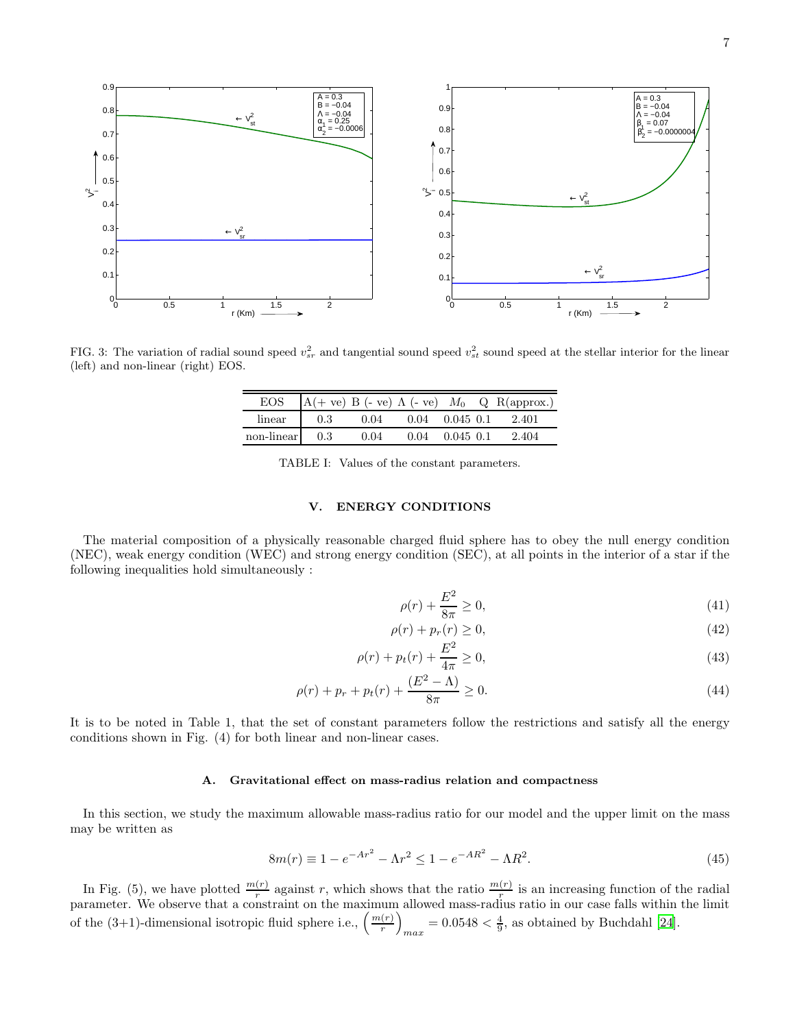A = 0.3
B = −0.04
Λ = −0.04
$\alpha_1$ = 0.25
$\alpha_2$ = −0.0006

← $V_{st}^2$

← $V_{sr}^2$

$V_i^2$

r (Km)

A = 0.3
B = −0.04
Λ = −0.04
$\beta_1$ = 0.07
$\beta_2$ = −0.0000004

← $V_{st}^2$

← $V_{sr}^2$

$V_i^2$

r (Km)

FIG. 3: The variation of radial sound speed $v_{sr}^2$ and tangential sound speed $v_{st}^2$ sound speed at the stellar interior for the linear (left) and non-linear (right) EOS.

| EOS | A(+ ve) | B (- ve) | Λ (- ve) | $M_0$ | Q | R(approx.) |
|---|---|---|---|---|---|---|
| linear | 0.3 | 0.04 | 0.04 | 0.045 | 0.1 | 2.401 |
| non-linear | 0.3 | 0.04 | 0.04 | 0.045 | 0.1 | 2.404 |

TABLE I: Values of the constant parameters.

## V. ENERGY CONDITIONS

The material composition of a physically reasonable charged fluid sphere has to obey the null energy condition (NEC), weak energy condition (WEC) and strong energy condition (SEC), at all points in the interior of a star if the following inequalities hold simultaneously :

$$\rho(r) + \frac{E^2}{8\pi} \geq 0, \tag{41}$$

$$\rho(r) + p_r(r) \geq 0, \tag{42}$$

$$\rho(r) + p_t(r) + \frac{E^2}{4\pi} \geq 0, \tag{43}$$

$$\rho(r) + p_r + p_t(r) + \frac{(E^2 - \Lambda)}{8\pi} \geq 0. \tag{44}$$

It is to be noted in Table 1, that the set of constant parameters follow the restrictions and satisfy all the energy conditions shown in Fig. (4) for both linear and non-linear cases.

### A. Gravitational effect on mass-radius relation and compactness

In this section, we study the maximum allowable mass-radius ratio for our model and the upper limit on the mass may be written as

$$8m(r) \equiv 1 - e^{-Ar^2} - \Lambda r^2 \leq 1 - e^{-AR^2} - \Lambda R^2. \tag{45}$$

In Fig. (5), we have plotted $\frac{m(r)}{r}$ against $r$, which shows that the ratio $\frac{m(r)}{r}$ is an increasing function of the radial parameter. We observe that a constraint on the maximum allowed mass-radius ratio in our case falls within the limit of the (3+1)-dimensional isotropic fluid sphere i.e., $\left(\frac{m(r)}{r}\right)_{max} = 0.0548 < \frac{4}{9}$, as obtained by Buchdahl [24].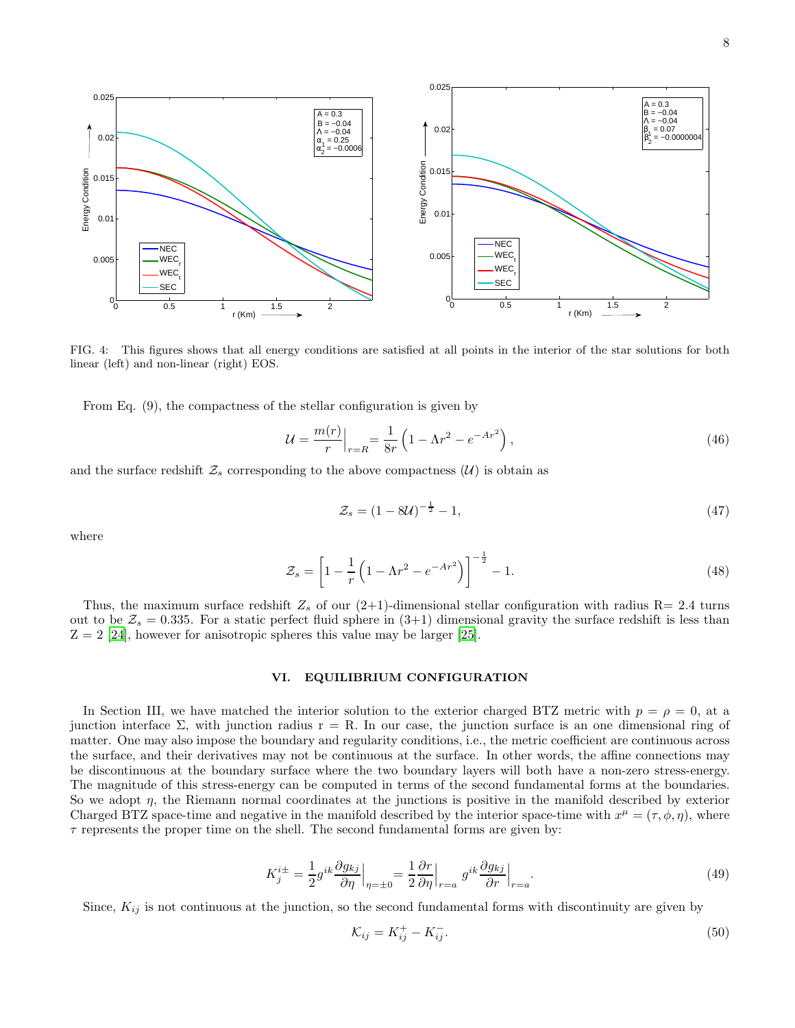A = 0.3
B = −0.04
Λ = −0.04
$\alpha_1$ = 0.25
$\alpha_2$ = −0.0006

Energy Condition

r (Km)

NEC
WEC$_r$
WEC$_t$
SEC

A = 0.3
B = −0.04
Λ = −0.04
$\beta_1$ = 0.07
$\beta_2$ = −0.0000004

Energy Condition

r (Km)

NEC
WEC$_t$
WEC$_r$
SEC

FIG. 4: This figures shows that all energy conditions are satisfied at all points in the interior of the star solutions for both linear (left) and non-linear (right) EOS.

From Eq. (9), the compactness of the stellar configuration is given by

$$\mathcal{U} = \frac{m(r)}{r}\Big|_{r=R} = \frac{1}{8r}\left(1 - \Lambda r^2 - e^{-Ar^2}\right), \tag{46}$$

and the surface redshift $\mathcal{Z}_s$ corresponding to the above compactness ($\mathcal{U}$) is obtain as

$$\mathcal{Z}_s = (1 - 8\mathcal{U})^{-\frac{1}{2}} - 1, \tag{47}$$

where

$$\mathcal{Z}_s = \left[1 - \frac{1}{r}\left(1 - \Lambda r^2 - e^{-Ar^2}\right)\right]^{-\frac{1}{2}} - 1. \tag{48}$$

Thus, the maximum surface redshift $Z_s$ of our (2+1)-dimensional stellar configuration with radius R= 2.4 turns out to be $\mathcal{Z}_s = 0.335$. For a static perfect fluid sphere in (3+1) dimensional gravity the surface redshift is less than Z = 2 [24], however for anisotropic spheres this value may be larger [25].

## VI. EQUILIBRIUM CONFIGURATION

In Section III, we have matched the interior solution to the exterior charged BTZ metric with $p = \rho = 0$, at a junction interface Σ, with junction radius r = R. In our case, the junction surface is an one dimensional ring of matter. One may also impose the boundary and regularity conditions, i.e., the metric coefficient are continuous across the surface, and their derivatives may not be continuous at the surface. In other words, the affine connections may be discontinuous at the boundary surface where the two boundary layers will both have a non-zero stress-energy. The magnitude of this stress-energy can be computed in terms of the second fundamental forms at the boundaries. So we adopt $\eta$, the Riemann normal coordinates at the junctions is positive in the manifold described by exterior Charged BTZ space-time and negative in the manifold described by the interior space-time with $x^\mu = (\tau, \phi, \eta)$, where $\tau$ represents the proper time on the shell. The second fundamental forms are given by:

$$K_j^{i\pm} = \frac{1}{2} g^{ik} \frac{\partial g_{kj}}{\partial \eta}\Big|_{\eta=\pm 0} = \frac{1}{2} \frac{\partial r}{\partial \eta}\Big|_{r=a} g^{ik} \frac{\partial g_{kj}}{\partial r}\Big|_{r=a}. \tag{49}$$

Since, $K_{ij}$ is not continuous at the junction, so the second fundamental forms with discontinuity are given by

$$\mathcal{K}_{ij} = K_{ij}^+ - K_{ij}^-. \tag{50}$$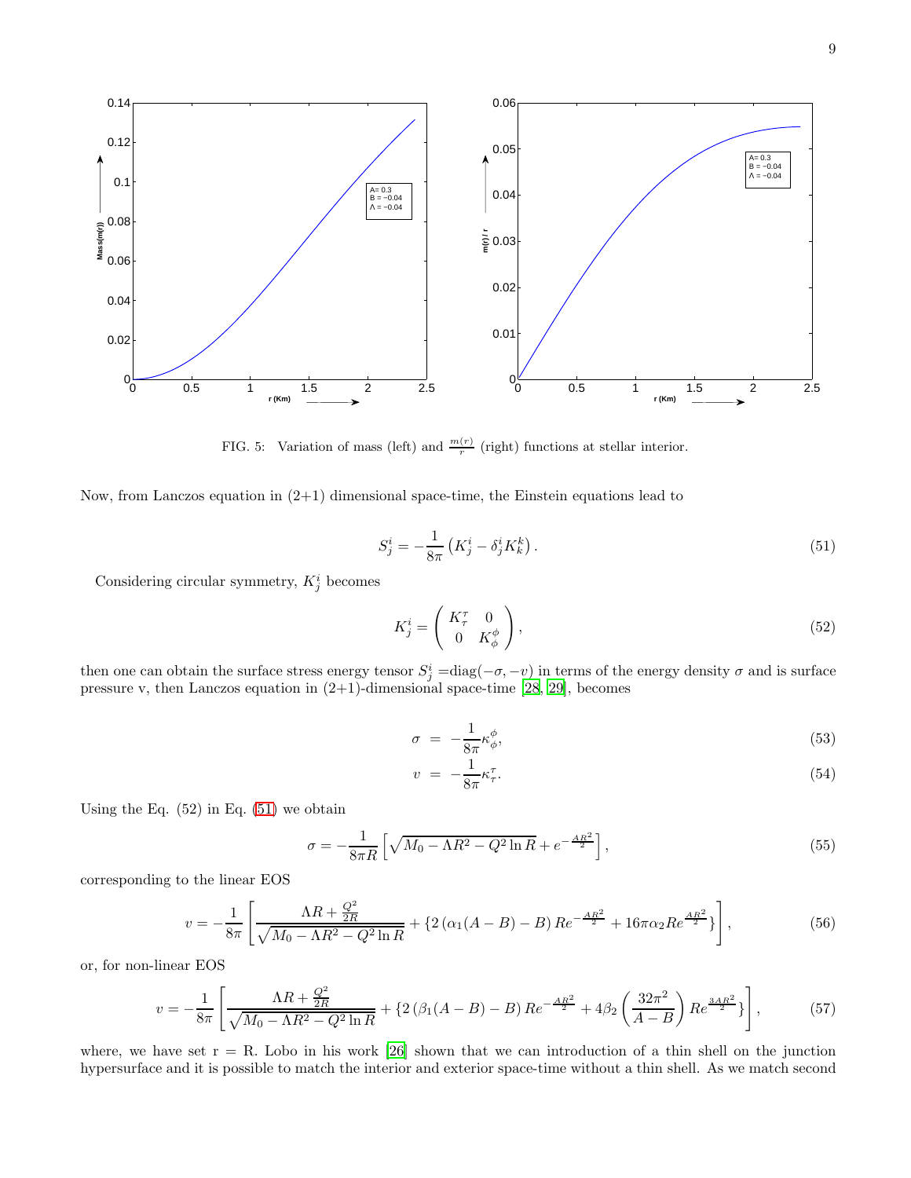0.14
0.12
0.1
0.08
0.06
0.04
0.02
0
Mass(m(r))
0 0.5 1 1.5 2 2.5
r (Km)
A= 0.3
B = −0.04
Λ = −0.04

0.06
0.05
0.04
0.03
0.02
0.01
0
m(r) / r
0 0.5 1 1.5 2 2.5
r (Km)
A= 0.3
B = −0.04
Λ = −0.04

FIG. 5: Variation of mass (left) and $\frac{m(r)}{r}$ (right) functions at stellar interior.

Now, from Lanczos equation in (2+1) dimensional space-time, the Einstein equations lead to

$$S^i_j = -\frac{1}{8\pi}\left(K^i_j - \delta^i_j K^k_k\right). \tag{51}$$

Considering circular symmetry, $K^i_j$ becomes

$$K^i_j = \begin{pmatrix} K^\tau_\tau & 0 \\ 0 & K^\phi_\phi \end{pmatrix}, \tag{52}$$

then one can obtain the surface stress energy tensor $S^i_j$ =diag$(-\sigma, -v)$ in terms of the energy density $\sigma$ and is surface pressure v, then Lanczos equation in (2+1)-dimensional space-time [28, 29], becomes

$$\sigma = -\frac{1}{8\pi}\kappa^\phi_\phi, \tag{53}$$

$$v = -\frac{1}{8\pi}\kappa^\tau_\tau. \tag{54}$$

Using the Eq. (52) in Eq. (51) we obtain

$$\sigma = -\frac{1}{8\pi R}\left[\sqrt{M_0 - \Lambda R^2 - Q^2 \ln R} + e^{-\frac{AR^2}{2}}\right], \tag{55}$$

corresponding to the linear EOS

$$v = -\frac{1}{8\pi}\left[\frac{\Lambda R + \frac{Q^2}{2R}}{\sqrt{M_0 - \Lambda R^2 - Q^2 \ln R}} + \{2\left(\alpha_1(A-B) - B\right) R e^{-\frac{AR^2}{2}} + 16\pi\alpha_2 R e^{\frac{AR^2}{2}}\}\right], \tag{56}$$

or, for non-linear EOS

$$v = -\frac{1}{8\pi}\left[\frac{\Lambda R + \frac{Q^2}{2R}}{\sqrt{M_0 - \Lambda R^2 - Q^2 \ln R}} + \{2\left(\beta_1(A-B) - B\right) R e^{-\frac{AR^2}{2}} + 4\beta_2\left(\frac{32\pi^2}{A-B}\right) R e^{\frac{3AR^2}{2}}\}\right], \tag{57}$$

where, we have set r = R. Lobo in his work [26] shown that we can introduction of a thin shell on the junction hypersurface and it is possible to match the interior and exterior space-time without a thin shell. As we match second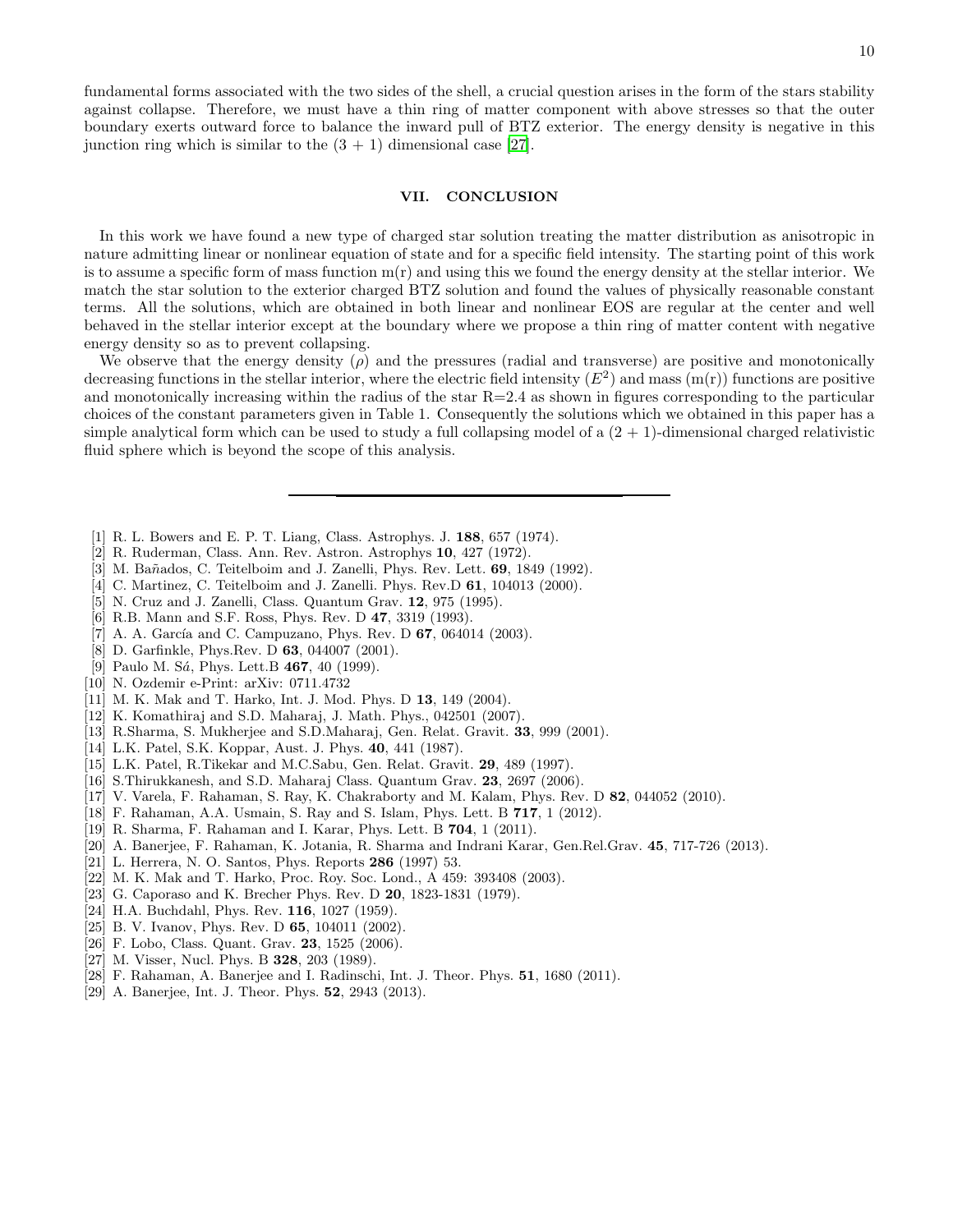fundamental forms associated with the two sides of the shell, a crucial question arises in the form of the stars stability against collapse. Therefore, we must have a thin ring of matter component with above stresses so that the outer boundary exerts outward force to balance the inward pull of BTZ exterior. The energy density is negative in this junction ring which is similar to the $(3 + 1)$ dimensional case [27].

## VII. CONCLUSION

In this work we have found a new type of charged star solution treating the matter distribution as anisotropic in nature admitting linear or nonlinear equation of state and for a specific field intensity. The starting point of this work is to assume a specific form of mass function m(r) and using this we found the energy density at the stellar interior. We match the star solution to the exterior charged BTZ solution and found the values of physically reasonable constant terms. All the solutions, which are obtained in both linear and nonlinear EOS are regular at the center and well behaved in the stellar interior except at the boundary where we propose a thin ring of matter content with negative energy density so as to prevent collapsing.

We observe that the energy density ($\rho$) and the pressures (radial and transverse) are positive and monotonically decreasing functions in the stellar interior, where the electric field intensity ($E^2$) and mass (m(r)) functions are positive and monotonically increasing within the radius of the star R=2.4 as shown in figures corresponding to the particular choices of the constant parameters given in Table 1. Consequently the solutions which we obtained in this paper has a simple analytical form which can be used to study a full collapsing model of a $(2 + 1)$-dimensional charged relativistic fluid sphere which is beyond the scope of this analysis.

---

[1] R. L. Bowers and E. P. T. Liang, Class. Astrophys. J. **188**, 657 (1974).
[2] R. Ruderman, Class. Ann. Rev. Astron. Astrophys **10**, 427 (1972).
[3] M. Bañados, C. Teitelboim and J. Zanelli, Phys. Rev. Lett. **69**, 1849 (1992).
[4] C. Martinez, C. Teitelboim and J. Zanelli. Phys. Rev.D **61**, 104013 (2000).
[5] N. Cruz and J. Zanelli, Class. Quantum Grav. **12**, 975 (1995).
[6] R.B. Mann and S.F. Ross, Phys. Rev. D **47**, 3319 (1993).
[7] A. A. García and C. Campuzano, Phys. Rev. D **67**, 064014 (2003).
[8] D. Garfinkle, Phys.Rev. D **63**, 044007 (2001).
[9] Paulo M. Sá, Phys. Lett.B **467**, 40 (1999).
[10] N. Ozdemir e-Print: arXiv: 0711.4732
[11] M. K. Mak and T. Harko, Int. J. Mod. Phys. D **13**, 149 (2004).
[12] K. Komathiraj and S.D. Maharaj, J. Math. Phys., 042501 (2007).
[13] R.Sharma, S. Mukherjee and S.D.Maharaj, Gen. Relat. Gravit. **33**, 999 (2001).
[14] L.K. Patel, S.K. Koppar, Aust. J. Phys. **40**, 441 (1987).
[15] L.K. Patel, R.Tikekar and M.C.Sabu, Gen. Relat. Gravit. **29**, 489 (1997).
[16] S.Thirukkanesh, and S.D. Maharaj Class. Quantum Grav. **23**, 2697 (2006).
[17] V. Varela, F. Rahaman, S. Ray, K. Chakraborty and M. Kalam, Phys. Rev. D **82**, 044052 (2010).
[18] F. Rahaman, A.A. Usmain, S. Ray and S. Islam, Phys. Lett. B **717**, 1 (2012).
[19] R. Sharma, F. Rahaman and I. Karar, Phys. Lett. B **704**, 1 (2011).
[20] A. Banerjee, F. Rahaman, K. Jotania, R. Sharma and Indrani Karar, Gen.Rel.Grav. **45**, 717-726 (2013).
[21] L. Herrera, N. O. Santos, Phys. Reports **286** (1997) 53.
[22] M. K. Mak and T. Harko, Proc. Roy. Soc. Lond., A 459: 393408 (2003).
[23] G. Caporaso and K. Brecher Phys. Rev. D **20**, 1823-1831 (1979).
[24] H.A. Buchdahl, Phys. Rev. **116**, 1027 (1959).
[25] B. V. Ivanov, Phys. Rev. D **65**, 104011 (2002).
[26] F. Lobo, Class. Quant. Grav. **23**, 1525 (2006).
[27] M. Visser, Nucl. Phys. B **328**, 203 (1989).
[28] F. Rahaman, A. Banerjee and I. Radinschi, Int. J. Theor. Phys. **51**, 1680 (2011).
[29] A. Banerjee, Int. J. Theor. Phys. **52**, 2943 (2013).